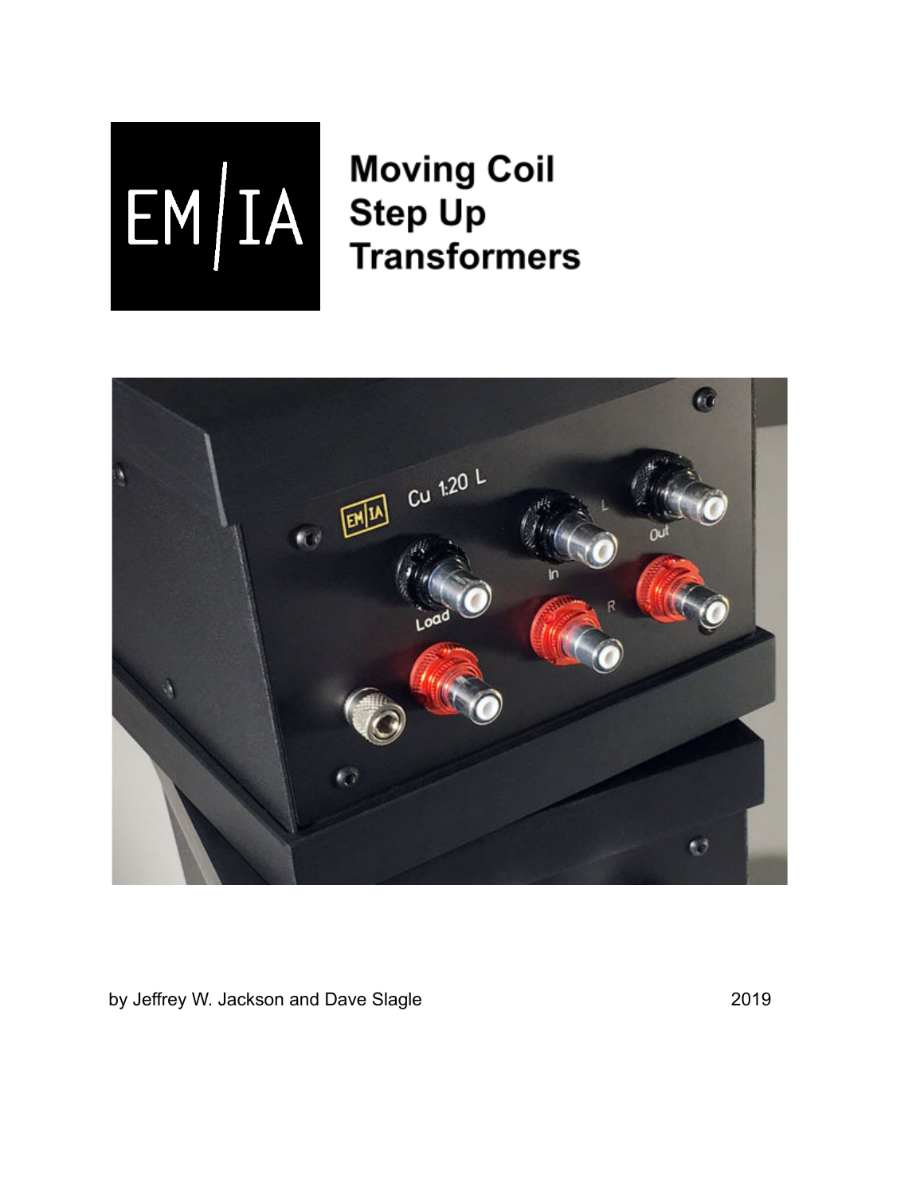# Moving Coil Step Up Transformers

by Jeffrey W. Jackson and Dave Slagle 2019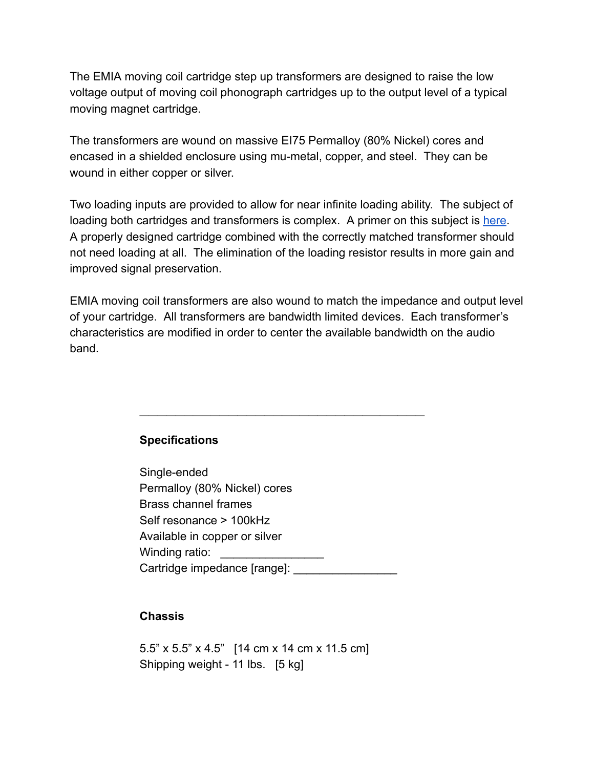The EMIA moving coil cartridge step up transformers are designed to raise the low voltage output of moving coil phonograph cartridges up to the output level of a typical moving magnet cartridge.

The transformers are wound on massive EI75 Permalloy (80% Nickel) cores and encased in a shielded enclosure using mu-metal, copper, and steel. They can be wound in either copper or silver.

Two loading inputs are provided to allow for near infinite loading ability. The subject of loading both cartridges and transformers is complex. A primer on this subject is here. A properly designed cartridge combined with the correctly matched transformer should not need loading at all. The elimination of the loading resistor results in more gain and improved signal preservation.

EMIA moving coil transformers are also wound to match the impedance and output level of your cartridge. All transformers are bandwidth limited devices. Each transformer's characteristics are modified in order to center the available bandwidth on the audio band.

---

**Specifications**

Single-ended
Permalloy (80% Nickel) cores
Brass channel frames
Self resonance > 100kHz
Available in copper or silver
Winding ratio: ________________
Cartridge impedance [range]: ________________

**Chassis**

5.5" x 5.5" x 4.5" [14 cm x 14 cm x 11.5 cm]
Shipping weight - 11 lbs. [5 kg]